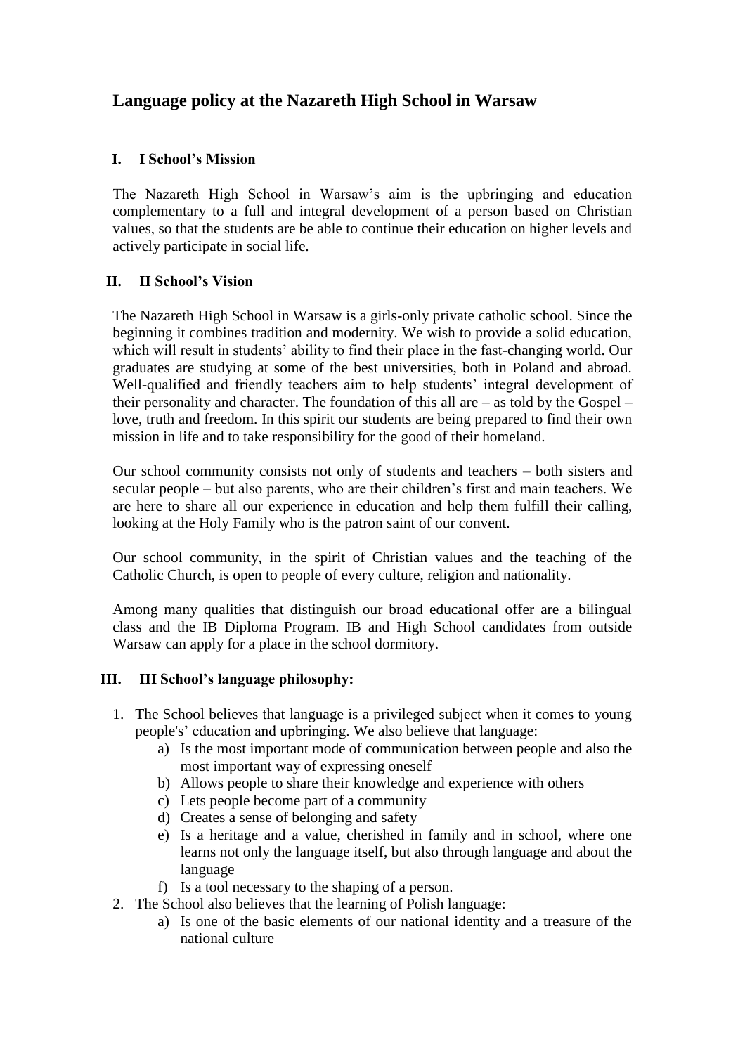# Language policy at the Nazareth High School in Warsaw

## I. I School's Mission

The Nazareth High School in Warsaw's aim is the upbringing and education complementary to a full and integral development of a person based on Christian values, so that the students are be able to continue their education on higher levels and actively participate in social life.

## II. II School's Vision

The Nazareth High School in Warsaw is a girls-only private catholic school. Since the beginning it combines tradition and modernity. We wish to provide a solid education, which will result in students' ability to find their place in the fast-changing world. Our graduates are studying at some of the best universities, both in Poland and abroad. Well-qualified and friendly teachers aim to help students' integral development of their personality and character. The foundation of this all are – as told by the Gospel – love, truth and freedom. In this spirit our students are being prepared to find their own mission in life and to take responsibility for the good of their homeland.

Our school community consists not only of students and teachers – both sisters and secular people – but also parents, who are their children's first and main teachers. We are here to share all our experience in education and help them fulfill their calling, looking at the Holy Family who is the patron saint of our convent.

Our school community, in the spirit of Christian values and the teaching of the Catholic Church, is open to people of every culture, religion and nationality.

Among many qualities that distinguish our broad educational offer are a bilingual class and the IB Diploma Program. IB and High School candidates from outside Warsaw can apply for a place in the school dormitory.

## III. III School's language philosophy:

1. The School believes that language is a privileged subject when it comes to young people's' education and upbringing. We also believe that language:
   a) Is the most important mode of communication between people and also the most important way of expressing oneself
   b) Allows people to share their knowledge and experience with others
   c) Lets people become part of a community
   d) Creates a sense of belonging and safety
   e) Is a heritage and a value, cherished in family and in school, where one learns not only the language itself, but also through language and about the language
   f) Is a tool necessary to the shaping of a person.
2. The School also believes that the learning of Polish language:
   a) Is one of the basic elements of our national identity and a treasure of the national culture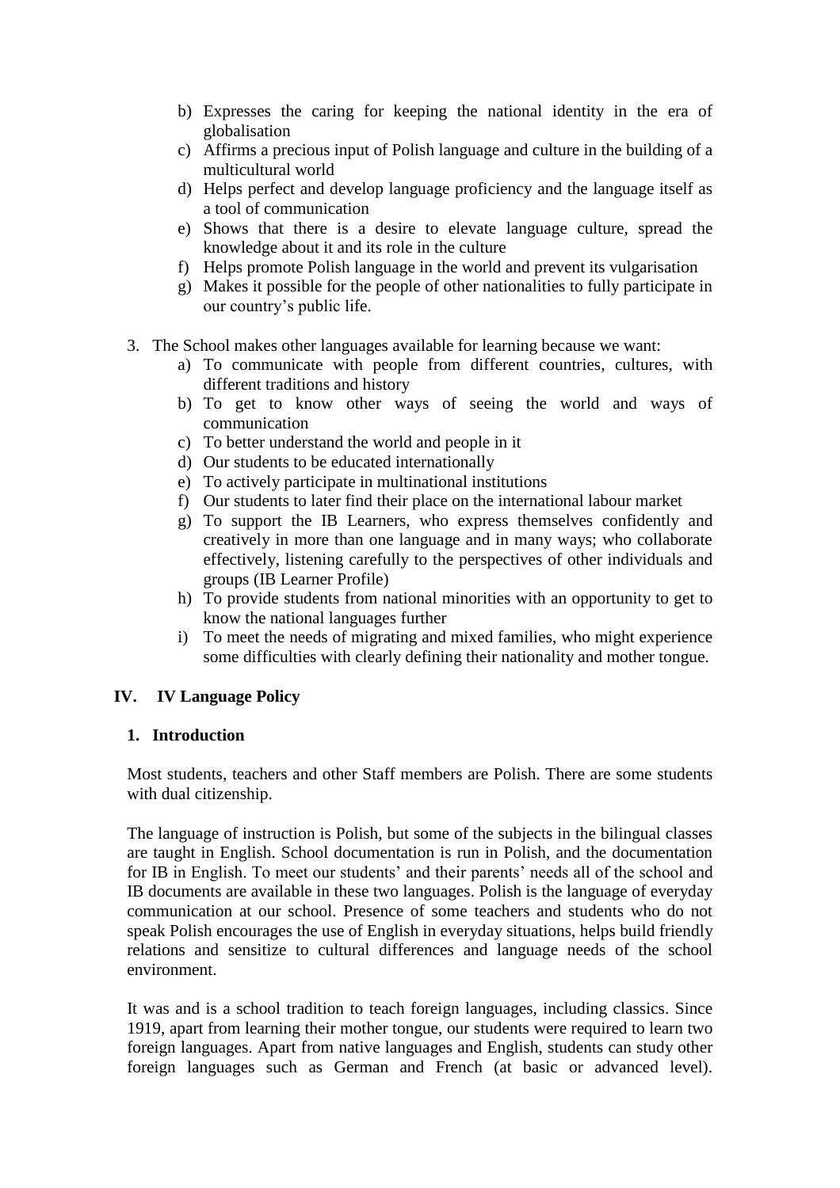b) Expresses the caring for keeping the national identity in the era of globalisation
c) Affirms a precious input of Polish language and culture in the building of a multicultural world
d) Helps perfect and develop language proficiency and the language itself as a tool of communication
e) Shows that there is a desire to elevate language culture, spread the knowledge about it and its role in the culture
f) Helps promote Polish language in the world and prevent its vulgarisation
g) Makes it possible for the people of other nationalities to fully participate in our country's public life.

3. The School makes other languages available for learning because we want:
    a) To communicate with people from different countries, cultures, with different traditions and history
    b) To get to know other ways of seeing the world and ways of communication
    c) To better understand the world and people in it
    d) Our students to be educated internationally
    e) To actively participate in multinational institutions
    f) Our students to later find their place on the international labour market
    g) To support the IB Learners, who express themselves confidently and creatively in more than one language and in many ways; who collaborate effectively, listening carefully to the perspectives of other individuals and groups (IB Learner Profile)
    h) To provide students from national minorities with an opportunity to get to know the national languages further
    i) To meet the needs of migrating and mixed families, who might experience some difficulties with clearly defining their nationality and mother tongue.

## IV. IV Language Policy

### 1. Introduction

Most students, teachers and other Staff members are Polish. There are some students with dual citizenship.

The language of instruction is Polish, but some of the subjects in the bilingual classes are taught in English. School documentation is run in Polish, and the documentation for IB in English. To meet our students' and their parents' needs all of the school and IB documents are available in these two languages. Polish is the language of everyday communication at our school. Presence of some teachers and students who do not speak Polish encourages the use of English in everyday situations, helps build friendly relations and sensitize to cultural differences and language needs of the school environment.

It was and is a school tradition to teach foreign languages, including classics. Since 1919, apart from learning their mother tongue, our students were required to learn two foreign languages. Apart from native languages and English, students can study other foreign languages such as German and French (at basic or advanced level).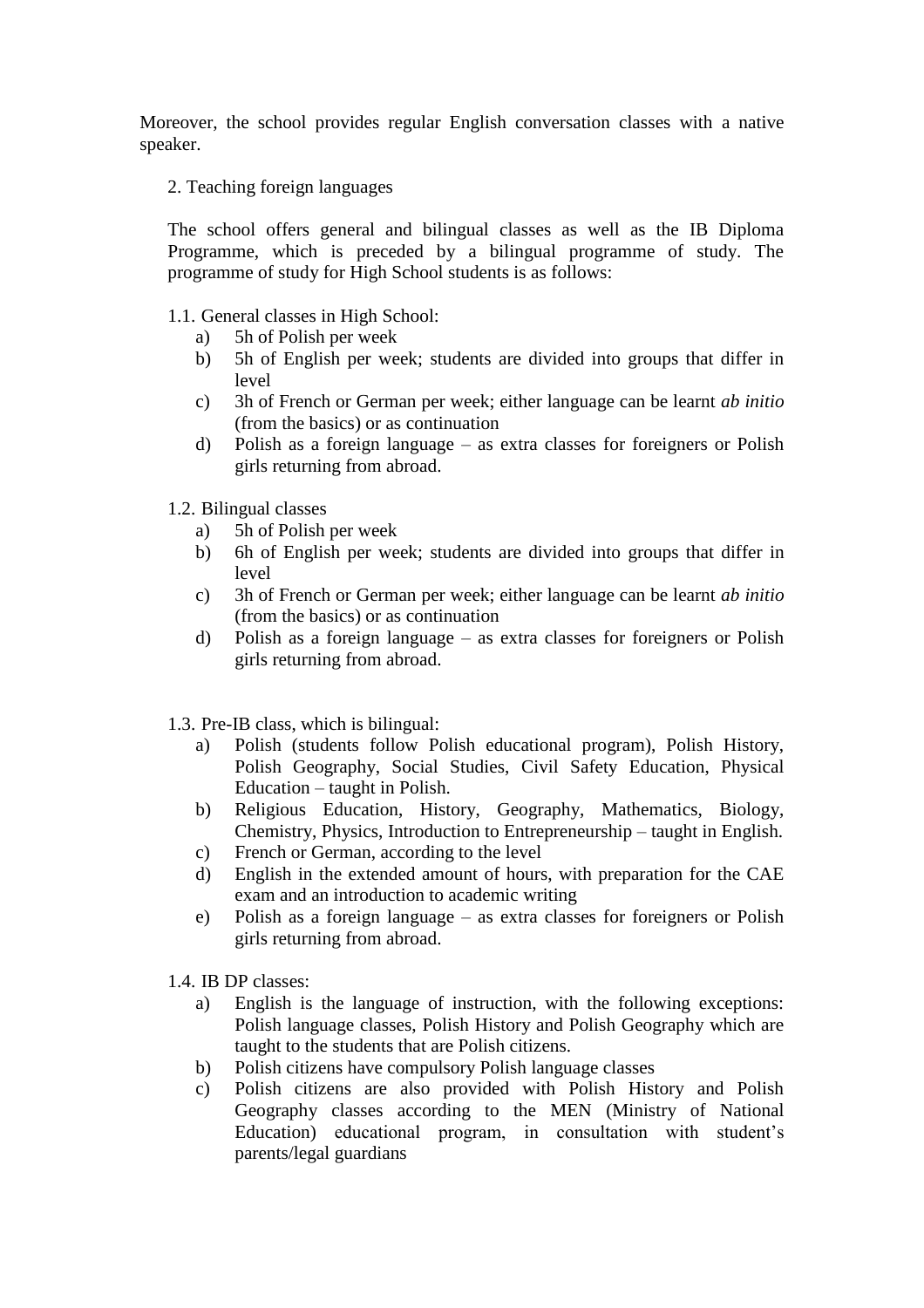Moreover, the school provides regular English conversation classes with a native speaker.

2. Teaching foreign languages

The school offers general and bilingual classes as well as the IB Diploma Programme, which is preceded by a bilingual programme of study. The programme of study for High School students is as follows:

1.1. General classes in High School:

a) 5h of Polish per week
b) 5h of English per week; students are divided into groups that differ in level
c) 3h of French or German per week; either language can be learnt *ab initio* (from the basics) or as continuation
d) Polish as a foreign language – as extra classes for foreigners or Polish girls returning from abroad.

1.2. Bilingual classes

a) 5h of Polish per week
b) 6h of English per week; students are divided into groups that differ in level
c) 3h of French or German per week; either language can be learnt *ab initio* (from the basics) or as continuation
d) Polish as a foreign language – as extra classes for foreigners or Polish girls returning from abroad.

1.3. Pre-IB class, which is bilingual:

a) Polish (students follow Polish educational program), Polish History, Polish Geography, Social Studies, Civil Safety Education, Physical Education – taught in Polish.
b) Religious Education, History, Geography, Mathematics, Biology, Chemistry, Physics, Introduction to Entrepreneurship – taught in English.
c) French or German, according to the level
d) English in the extended amount of hours, with preparation for the CAE exam and an introduction to academic writing
e) Polish as a foreign language – as extra classes for foreigners or Polish girls returning from abroad.

1.4. IB DP classes:

a) English is the language of instruction, with the following exceptions: Polish language classes, Polish History and Polish Geography which are taught to the students that are Polish citizens.
b) Polish citizens have compulsory Polish language classes
c) Polish citizens are also provided with Polish History and Polish Geography classes according to the MEN (Ministry of National Education) educational program, in consultation with student's parents/legal guardians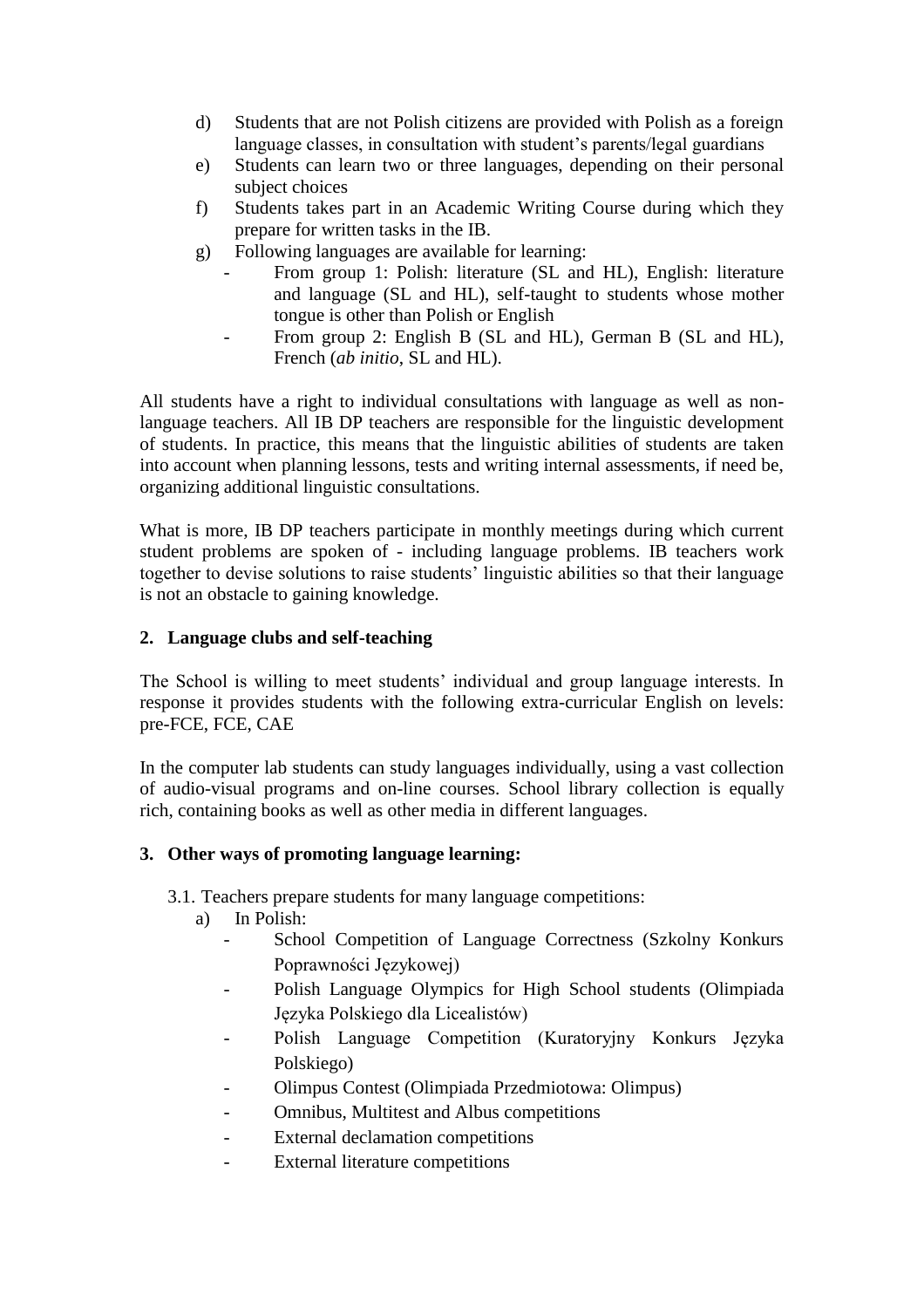d) Students that are not Polish citizens are provided with Polish as a foreign language classes, in consultation with student's parents/legal guardians
e) Students can learn two or three languages, depending on their personal subject choices
f) Students takes part in an Academic Writing Course during which they prepare for written tasks in the IB.
g) Following languages are available for learning:
   - From group 1: Polish: literature (SL and HL), English: literature and language (SL and HL), self-taught to students whose mother tongue is other than Polish or English
   - From group 2: English B (SL and HL), German B (SL and HL), French (*ab initio*, SL and HL).

All students have a right to individual consultations with language as well as non-language teachers. All IB DP teachers are responsible for the linguistic development of students. In practice, this means that the linguistic abilities of students are taken into account when planning lessons, tests and writing internal assessments, if need be, organizing additional linguistic consultations.

What is more, IB DP teachers participate in monthly meetings during which current student problems are spoken of - including language problems. IB teachers work together to devise solutions to raise students' linguistic abilities so that their language is not an obstacle to gaining knowledge.

## 2. Language clubs and self-teaching

The School is willing to meet students' individual and group language interests. In response it provides students with the following extra-curricular English on levels: pre-FCE, FCE, CAE

In the computer lab students can study languages individually, using a vast collection of audio-visual programs and on-line courses. School library collection is equally rich, containing books as well as other media in different languages.

## 3. Other ways of promoting language learning:

3.1. Teachers prepare students for many language competitions:

a) In Polish:
   - School Competition of Language Correctness (Szkolny Konkurs Poprawności Językowej)
   - Polish Language Olympics for High School students (Olimpiada Języka Polskiego dla Licealistów)
   - Polish Language Competition (Kuratoryjny Konkurs Języka Polskiego)
   - Olimpus Contest (Olimpiada Przedmiotowa: Olimpus)
   - Omnibus, Multitest and Albus competitions
   - External declamation competitions
   - External literature competitions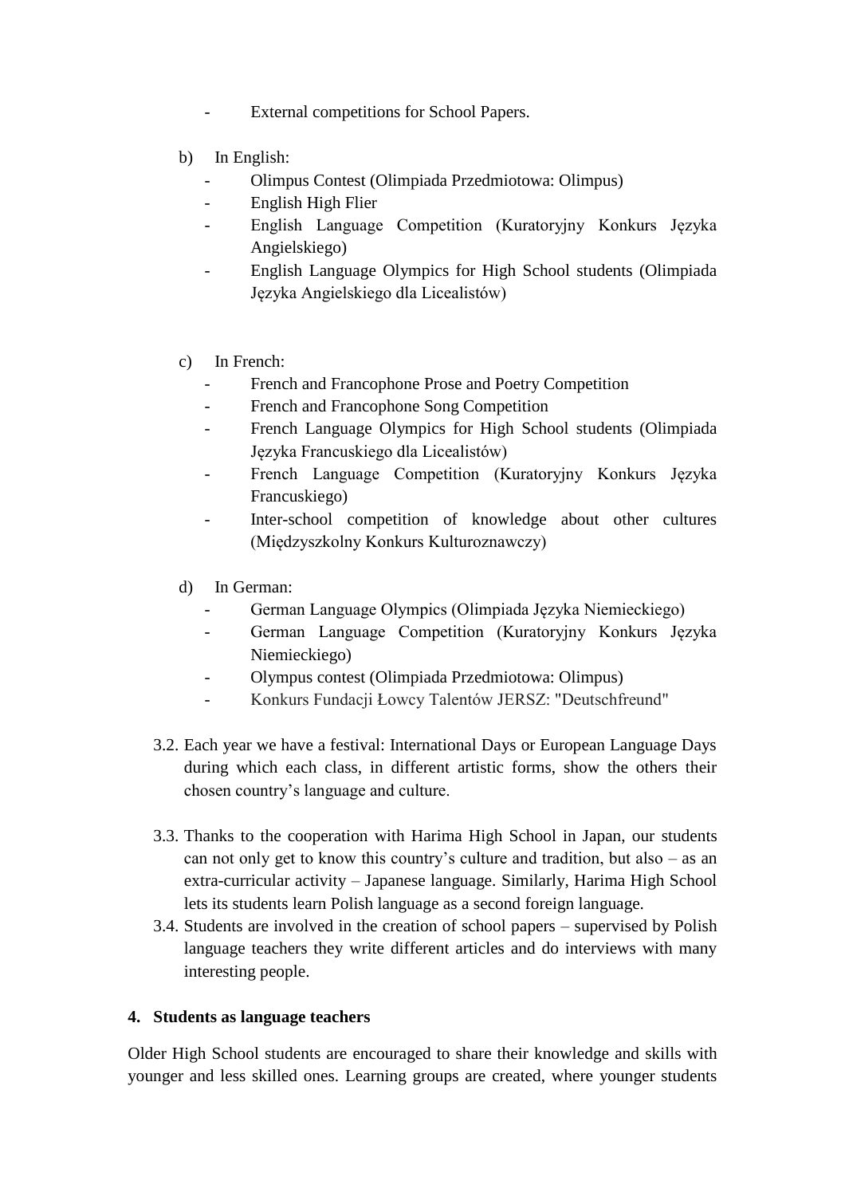- External competitions for School Papers.

b) In English:
   - Olimpus Contest (Olimpiada Przedmiotowa: Olimpus)
   - English High Flier
   - English Language Competition (Kuratoryjny Konkurs Języka Angielskiego)
   - English Language Olympics for High School students (Olimpiada Języka Angielskiego dla Licealistów)

c) In French:
   - French and Francophone Prose and Poetry Competition
   - French and Francophone Song Competition
   - French Language Olympics for High School students (Olimpiada Języka Francuskiego dla Licealistów)
   - French Language Competition (Kuratoryjny Konkurs Języka Francuskiego)
   - Inter-school competition of knowledge about other cultures (Międzyszkolny Konkurs Kulturoznawczy)

d) In German:
   - German Language Olympics (Olimpiada Języka Niemieckiego)
   - German Language Competition (Kuratoryjny Konkurs Języka Niemieckiego)
   - Olympus contest (Olimpiada Przedmiotowa: Olimpus)
   - Konkurs Fundacji Łowcy Talentów JERSZ: "Deutschfreund"

3.2. Each year we have a festival: International Days or European Language Days during which each class, in different artistic forms, show the others their chosen country's language and culture.

3.3. Thanks to the cooperation with Harima High School in Japan, our students can not only get to know this country's culture and tradition, but also – as an extra-curricular activity – Japanese language. Similarly, Harima High School lets its students learn Polish language as a second foreign language.

3.4. Students are involved in the creation of school papers – supervised by Polish language teachers they write different articles and do interviews with many interesting people.

## 4. Students as language teachers

Older High School students are encouraged to share their knowledge and skills with younger and less skilled ones. Learning groups are created, where younger students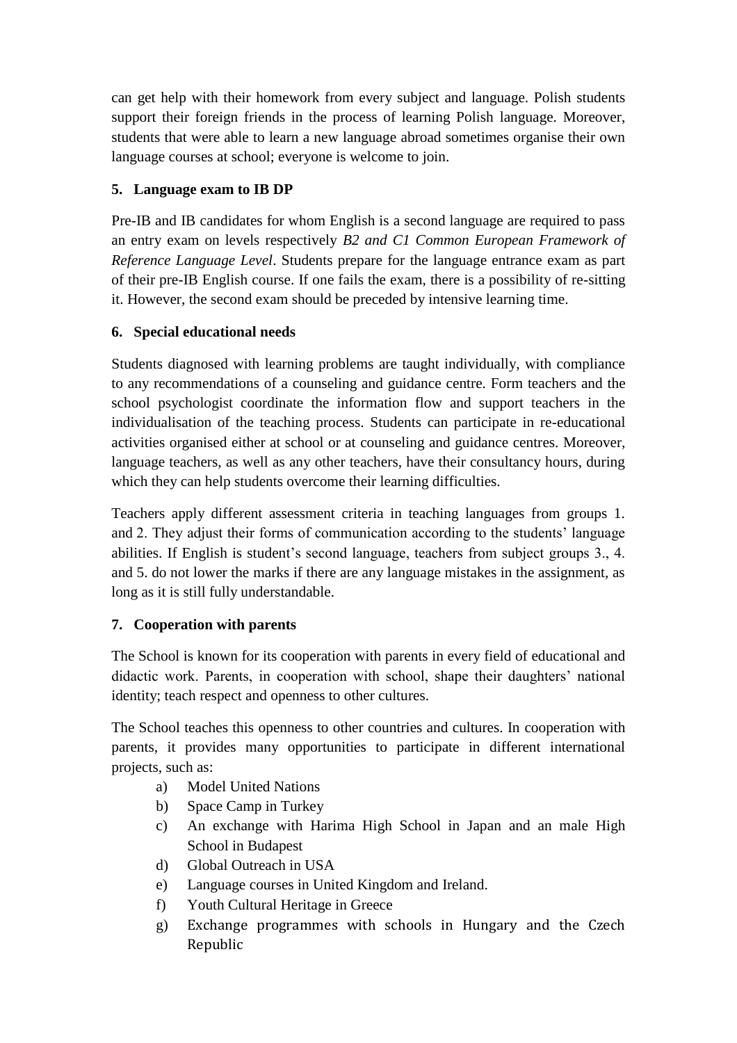can get help with their homework from every subject and language. Polish students support their foreign friends in the process of learning Polish language. Moreover, students that were able to learn a new language abroad sometimes organise their own language courses at school; everyone is welcome to join.

## 5. Language exam to IB DP

Pre-IB and IB candidates for whom English is a second language are required to pass an entry exam on levels respectively *B2 and C1 Common European Framework of Reference Language Level*. Students prepare for the language entrance exam as part of their pre-IB English course. If one fails the exam, there is a possibility of re-sitting it. However, the second exam should be preceded by intensive learning time.

## 6. Special educational needs

Students diagnosed with learning problems are taught individually, with compliance to any recommendations of a counseling and guidance centre. Form teachers and the school psychologist coordinate the information flow and support teachers in the individualisation of the teaching process. Students can participate in re-educational activities organised either at school or at counseling and guidance centres. Moreover, language teachers, as well as any other teachers, have their consultancy hours, during which they can help students overcome their learning difficulties.

Teachers apply different assessment criteria in teaching languages from groups 1. and 2. They adjust their forms of communication according to the students' language abilities. If English is student's second language, teachers from subject groups 3., 4. and 5. do not lower the marks if there are any language mistakes in the assignment, as long as it is still fully understandable.

## 7. Cooperation with parents

The School is known for its cooperation with parents in every field of educational and didactic work. Parents, in cooperation with school, shape their daughters' national identity; teach respect and openness to other cultures.

The School teaches this openness to other countries and cultures. In cooperation with parents, it provides many opportunities to participate in different international projects, such as:

a) Model United Nations
b) Space Camp in Turkey
c) An exchange with Harima High School in Japan and an male High School in Budapest
d) Global Outreach in USA
e) Language courses in United Kingdom and Ireland.
f) Youth Cultural Heritage in Greece
g) Exchange programmes with schools in Hungary and the Czech Republic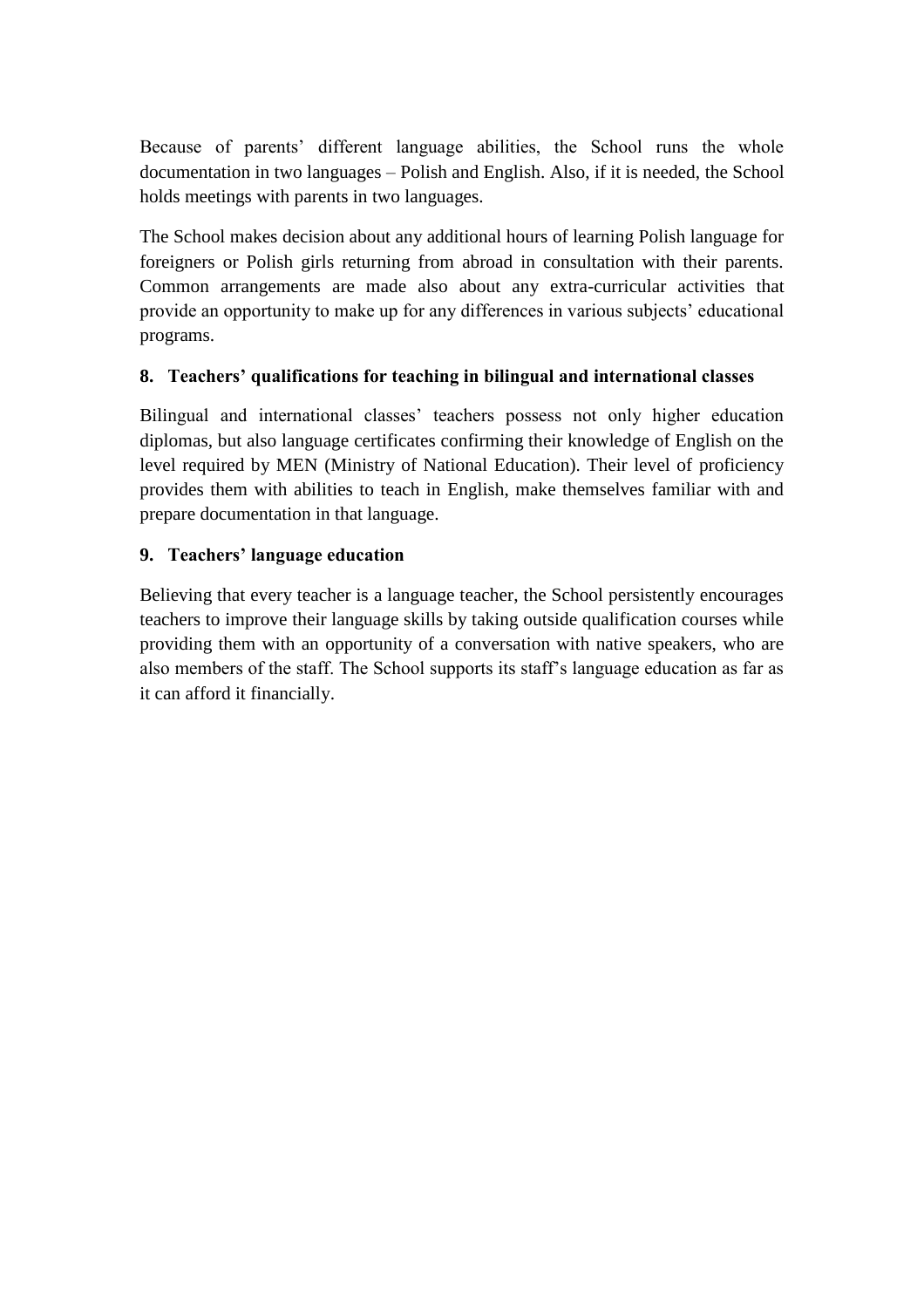Because of parents' different language abilities, the School runs the whole documentation in two languages – Polish and English. Also, if it is needed, the School holds meetings with parents in two languages.

The School makes decision about any additional hours of learning Polish language for foreigners or Polish girls returning from abroad in consultation with their parents. Common arrangements are made also about any extra-curricular activities that provide an opportunity to make up for any differences in various subjects' educational programs.

## 8. Teachers' qualifications for teaching in bilingual and international classes

Bilingual and international classes' teachers possess not only higher education diplomas, but also language certificates confirming their knowledge of English on the level required by MEN (Ministry of National Education). Their level of proficiency provides them with abilities to teach in English, make themselves familiar with and prepare documentation in that language.

## 9. Teachers' language education

Believing that every teacher is a language teacher, the School persistently encourages teachers to improve their language skills by taking outside qualification courses while providing them with an opportunity of a conversation with native speakers, who are also members of the staff. The School supports its staff's language education as far as it can afford it financially.